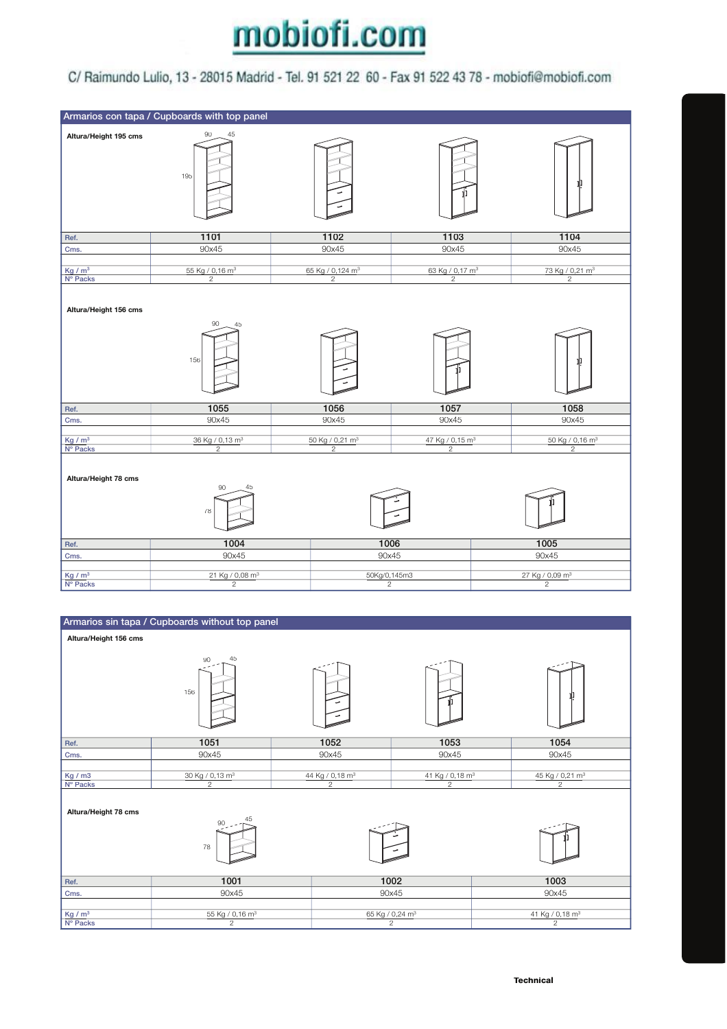# mobiofi.com

C/ Raimundo Lulio, 13 - 28015 Madrid - Tel. 91 521 22 60 - Fax 91 522 43 78 - mobiofi@mobiofi.com

## Armarios con tapa / Cupboards with top panel

**Altura/Height 195 cms**

| Ref. | 1101 | 1102 | 1103 | 1104 |
|---|---|---|---|---|
| Cms. | 90x45 | 90x45 | 90x45 | 90x45 |
| Kg / m³ | 55 Kg / 0,16 m³ | 65 Kg / 0,124 m³ | 63 Kg / 0,17 m³ | 73 Kg / 0,21 m³ |
| Nº Packs | 2 | 2 | 2 | 2 |

**Altura/Height 156 cms**

| Ref. | 1055 | 1056 | 1057 | 1058 |
|---|---|---|---|---|
| Cms. | 90x45 | 90x45 | 90x45 | 90x45 |
| Kg / m³ | 36 Kg / 0,13 m³ | 50 Kg / 0,21 m³ | 47 Kg / 0,15 m³ | 50 Kg / 0,16 m³ |
| Nº Packs | 2 | 2 | 2 | 2 |

**Altura/Height 78 cms**

| Ref. | 1004 | 1006 | 1005 |
|---|---|---|---|
| Cms. | 90x45 | 90x45 | 90x45 |
| Kg / m³ | 21 Kg / 0,08 m³ | 50Kg/0,145m3 | 27 Kg / 0,09 m³ |
| Nº Packs | 2 | 2 | 2 |

## Armarios sin tapa / Cupboards without top panel

**Altura/Height 156 cms**

| Ref. | 1051 | 1052 | 1053 | 1054 |
|---|---|---|---|---|
| Cms. | 90x45 | 90x45 | 90x45 | 90x45 |
| Kg / m3 | 30 Kg / 0,13 m³ | 44 Kg / 0,18 m³ | 41 Kg / 0,18 m³ | 45 Kg / 0,21 m³ |
| Nº Packs | 2 | 2 | 2 | 2 |

**Altura/Height 78 cms**

| Ref. | 1001 | 1002 | 1003 |
|---|---|---|---|
| Cms. | 90x45 | 90x45 | 90x45 |
| Kg / m³ | 55 Kg / 0,16 m³ | 65 Kg / 0,24 m³ | 41 Kg / 0,18 m³ |
| Nº Packs | 2 | 2 | 2 |

Technical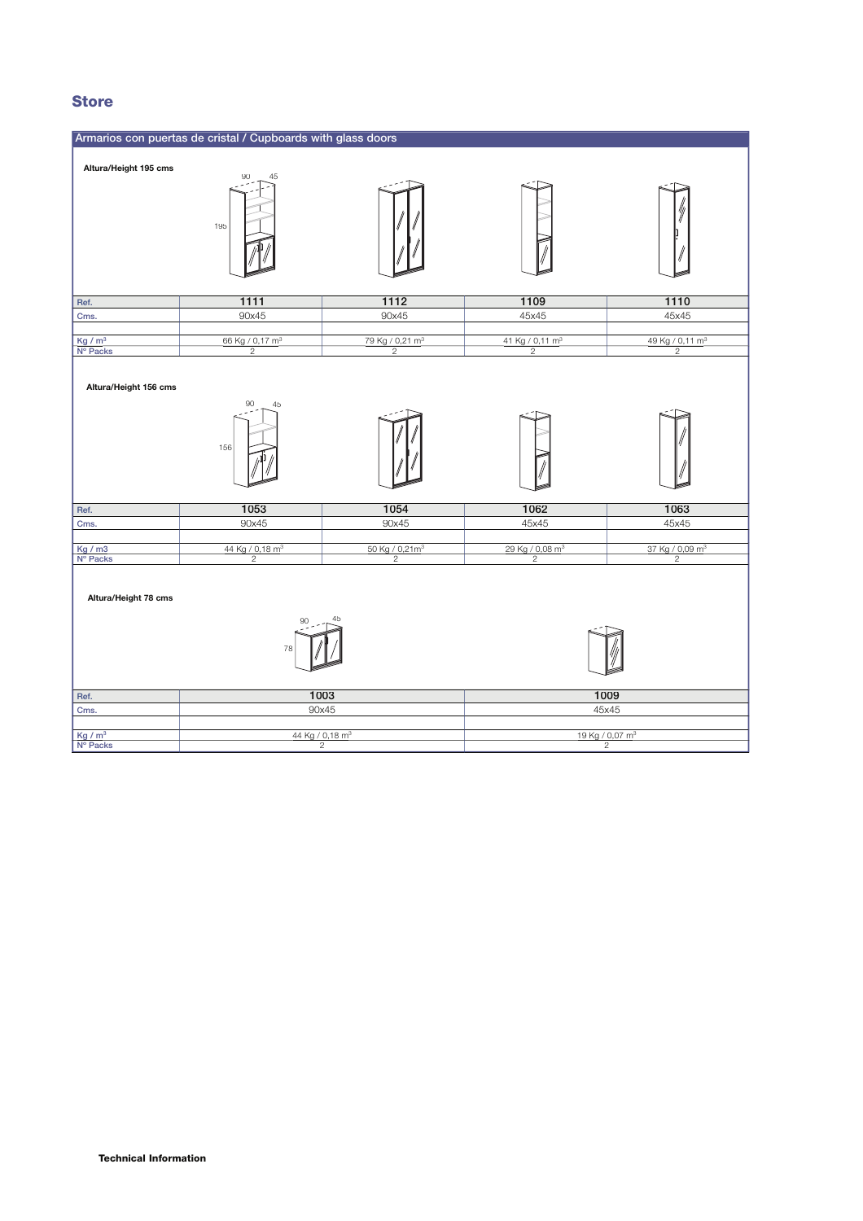# Store

## Armarios con puertas de cristal / Cupboards with glass doors

**Altura/Height 195 cms**

| Ref. | 1111 | 1112 | 1109 | 1110 |
|---|---|---|---|---|
| Cms. | 90x45 | 90x45 | 45x45 | 45x45 |
| Kg / $m^3$ | 66 Kg / 0,17 $m^3$ | 79 Kg / 0,21 $m^3$ | 41 Kg / 0,11 $m^3$ | 49 Kg / 0,11 $m^3$ |
| Nº Packs | 2 | 2 | 2 | 2 |

**Altura/Height 156 cms**

| Ref. | 1053 | 1054 | 1062 | 1063 |
|---|---|---|---|---|
| Cms. | 90x45 | 90x45 | 45x45 | 45x45 |
| Kg / m3 | 44 Kg / 0,18 $m^3$ | 50 Kg / 0,21$m^3$ | 29 Kg / 0,08 $m^3$ | 37 Kg / 0,09 $m^3$ |
| Nº Packs | 2 | 2 | 2 | 2 |

**Altura/Height 78 cms**

| Ref. | 1003 | 1009 |
|---|---|---|
| Cms. | 90x45 | 45x45 |
| Kg / $m^3$ | 44 Kg / 0,18 $m^3$ | 19 Kg / 0,07 $m^3$ |
| Nº Packs | 2 | 2 |

**Technical Information**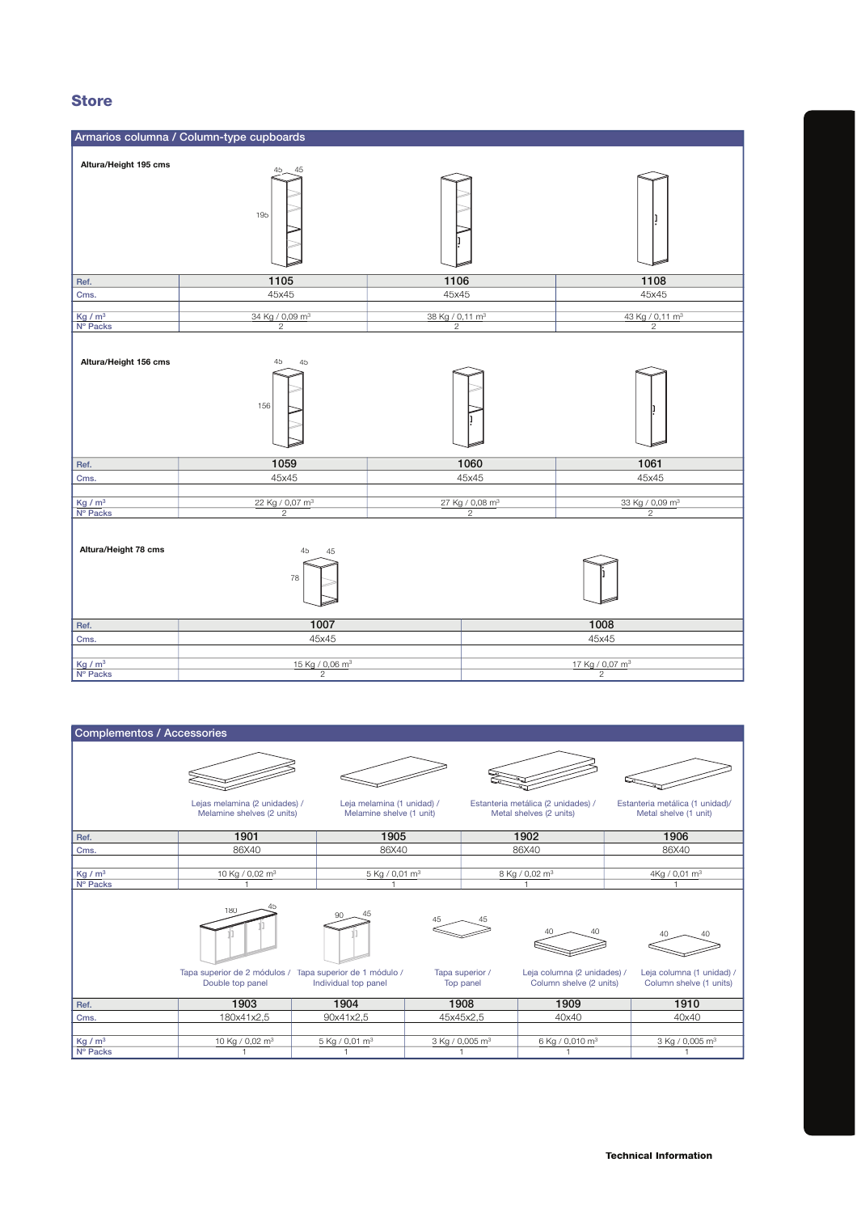## Store

### Armarios columna / Column-type cupboards

**Altura/Height 195 cms**

| Ref. | 1105 | 1106 | 1108 |
|---|---|---|---|
| Cms. | 45x45 | 45x45 | 45x45 |
| Kg / m³ | 34 Kg / 0,09 m³ | 38 Kg / 0,11 m³ | 43 Kg / 0,11 m³ |
| Nº Packs | 2 | 2 | 2 |

**Altura/Height 156 cms**

| Ref. | 1059 | 1060 | 1061 |
|---|---|---|---|
| Cms. | 45x45 | 45x45 | 45x45 |
| Kg / m³ | 22 Kg / 0,07 m³ | 27 Kg / 0,08 m³ | 33 Kg / 0,09 m³ |
| Nº Packs | 2 | 2 | 2 |

**Altura/Height 78 cms**

| Ref. | 1007 | 1008 |
|---|---|---|
| Cms. | 45x45 | 45x45 |
| Kg / m³ | 15 Kg / 0,06 m³ | 17 Kg / 0,07 m³ |
| Nº Packs | 2 | 2 |

### Complementos / Accessories

| | Lejas melamina (2 unidades) / Melamine shelves (2 units) | Leja melamina (1 unidad) / Melamine shelve (1 unit) | Estanteria metálica (2 unidades) / Metal shelves (2 units) | Estanteria metálica (1 unidad)/ Metal shelve (1 unit) |
|---|---|---|---|---|
| Ref. | 1901 | 1905 | 1902 | 1906 |
| Cms. | 86X40 | 86X40 | 86X40 | 86X40 |
| Kg / m³ | 10 Kg / 0,02 m³ | 5 Kg / 0,01 m³ | 8 Kg / 0,02 m³ | 4Kg / 0,01 m³ |
| Nº Packs | 1 | 1 | 1 | 1 |

| | Tapa superior de 2 módulos / Double top panel | Tapa superior de 1 módulo / Individual top panel | Tapa superior / Top panel | Leja columna (2 unidades) / Column shelve (2 units) | Leja columna (1 unidad) / Column shelve (1 units) |
|---|---|---|---|---|---|
| Ref. | 1903 | 1904 | 1908 | 1909 | 1910 |
| Cms. | 180x41x2,5 | 90x41x2,5 | 45x45x2,5 | 40x40 | 40x40 |
| Kg / m³ | 10 Kg / 0,02 m³ | 5 Kg / 0,01 m³ | 3 Kg / 0,005 m³ | 6 Kg / 0,010 m³ | 3 Kg / 0,005 m³ |
| Nº Packs | 1 | 1 | 1 | 1 | 1 |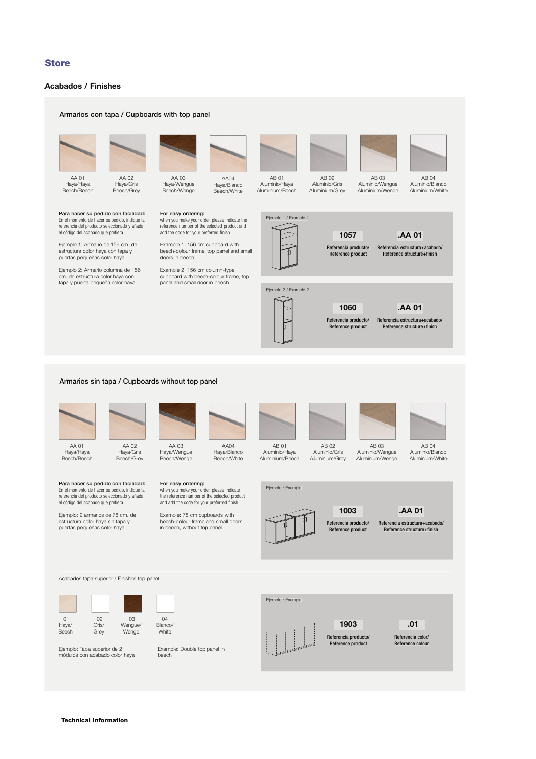## Store

### Acabados / Finishes

#### Armarios con tapa / Cupboards with top panel

| | | | | | | | |
|---|---|---|---|---|---|---|---|
| AA 01 Haya/Haya Beech/Beech | AA 02 Haya/Gris Beech/Grey | AA 03 Haya/Wengue Beech/Wenge | AA04 Haya/Blanco Beech/White | AB 01 Aluminio/Haya Aluminium/Beech | AB 02 Aluminio/Gris Aluminium/Grey | AB 03 Aluminio/Wengué Aluminium/Wenge | AB 04 Aluminio/Blanco Aluminium/White |

**Para hacer su pedido con facilidad:**
En el momento de hacer su pedido, indique la referencia del producto seleccionado y añada el código del acabado que prefiera.

Ejemplo 1: Armario de 156 cm. de estructura color haya con tapa y puertas pequeñas color haya

Ejemplo 2: Armario columna de 156 cm. de estructura color haya con tapa y puerta pequeña color haya

**For easy ordering:**
when you make your order, please indicate the reference number of the selected product and add the code for your preferred finish.

Example 1: 156 cm cupboard with beech-colour frame, top panel and small doors in beech

Example 2: 156 cm column-type cupboard with beech-colour frame, top panel and small door in beech

Ejemplo 1 / Example 1

**1057** — Referencia producto/ Reference product
**.AA 01** — Referencia estructura+acabado/ Reference structure+finish

Ejemplo 2 / Example 2

**1060** — Referencia producto/ Reference product
**.AA 01** — Referencia estructura+acabado/ Reference structure+finish

#### Armarios sin tapa / Cupboards without top panel

| | | | | | | | |
|---|---|---|---|---|---|---|---|
| AA 01 Haya/Haya Beech/Beech | AA 02 Haya/Gris Beech/Grey | AA 03 Haya/Wengue Beech/Wenge | AA04 Haya/Blanco Beech/White | AB 01 Aluminio/Haya Aluminium/Beech | AB 02 Aluminio/Gris Aluminium/Grey | AB 03 Aluminio/Wengué Aluminium/Wenge | AB 04 Aluminio/Blanco Aluminium/White |

**Para hacer su pedido con facilidad:**
En el momento de hacer su pedido, indique la referencia del producto seleccionado y añada el código del acabado que prefiera.

Ejemplo: 2 armarios de 78 cm. de estructura color haya sin tapa y puertas pequeñas color haya

**For easy ordering:**
when you make your order, please indicate the reference number of the selected product and add the code for your preferred finish.

Example: 78 cm cupboards with beech-colour frame and small doors in beech, without top panel

Ejemplo / Example

**1003** — Referencia producto/ Reference product
**.AA 01** — Referencia estructura+acabado/ Reference structure+finish

Acabados tapa superior / Finishes top panel

| | | | |
|---|---|---|---|
| 01 Haya/ Beech | 02 Gris/ Grey | 03 Wengue/ Wenge | 04 Blanco/ White |

Ejemplo: Tapa superior de 2 módulos con acabado color haya

Example: Double top panel in beech

Ejemplo / Example

**1903** — Referencia producto/ Reference product
**.01** — Referencia color/ Reference colour

**Technical Information**